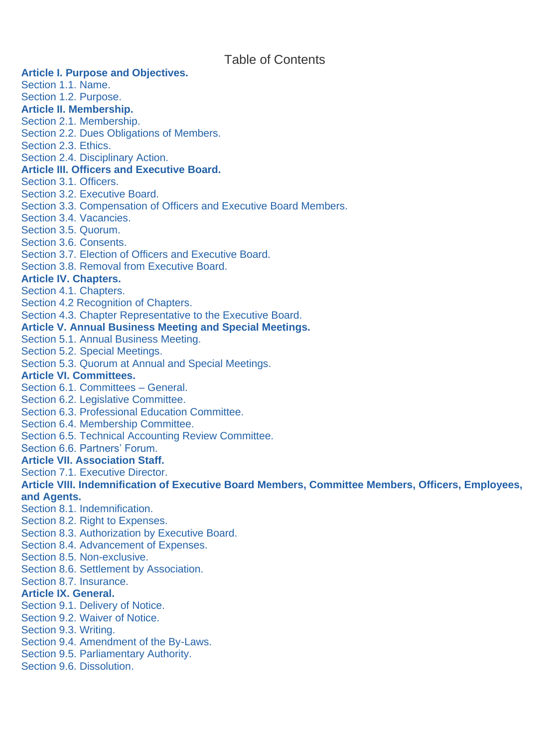# Table of Contents

**Article I. Purpose and Objectives.**

Section 1.1. Name.
Section 1.2. Purpose.

**Article II. Membership.**

Section 2.1. Membership.
Section 2.2. Dues Obligations of Members.
Section 2.3. Ethics.
Section 2.4. Disciplinary Action.

**Article III. Officers and Executive Board.**

Section 3.1. Officers.
Section 3.2. Executive Board.
Section 3.3. Compensation of Officers and Executive Board Members.
Section 3.4. Vacancies.
Section 3.5. Quorum.
Section 3.6. Consents.
Section 3.7. Election of Officers and Executive Board.
Section 3.8. Removal from Executive Board.

**Article IV. Chapters.**

Section 4.1. Chapters.
Section 4.2 Recognition of Chapters.
Section 4.3. Chapter Representative to the Executive Board.

**Article V. Annual Business Meeting and Special Meetings.**

Section 5.1. Annual Business Meeting.
Section 5.2. Special Meetings.
Section 5.3. Quorum at Annual and Special Meetings.

**Article VI. Committees.**

Section 6.1. Committees – General.
Section 6.2. Legislative Committee.
Section 6.3. Professional Education Committee.
Section 6.4. Membership Committee.
Section 6.5. Technical Accounting Review Committee.
Section 6.6. Partners' Forum.

**Article VII. Association Staff.**

Section 7.1. Executive Director.

**Article VIII. Indemnification of Executive Board Members, Committee Members, Officers, Employees, and Agents.**

Section 8.1. Indemnification.
Section 8.2. Right to Expenses.
Section 8.3. Authorization by Executive Board.
Section 8.4. Advancement of Expenses.
Section 8.5. Non-exclusive.
Section 8.6. Settlement by Association.
Section 8.7. Insurance.

**Article IX. General.**

Section 9.1. Delivery of Notice.
Section 9.2. Waiver of Notice.
Section 9.3. Writing.
Section 9.4. Amendment of the By-Laws.
Section 9.5. Parliamentary Authority.
Section 9.6. Dissolution.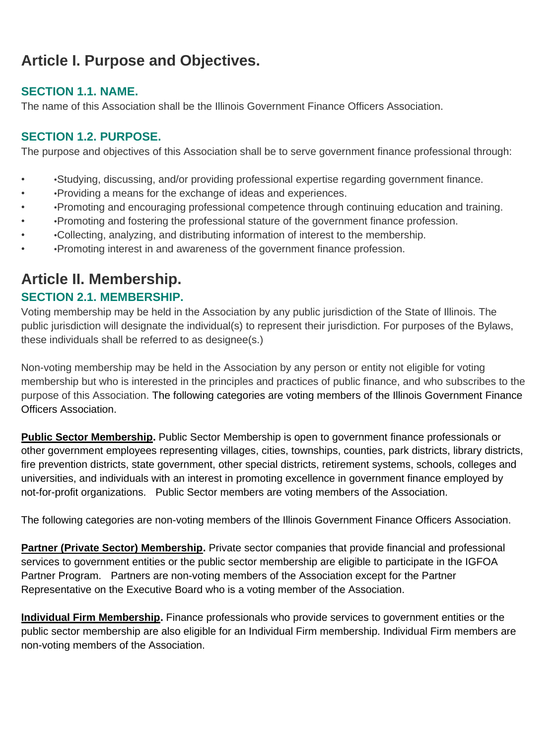# Article I. Purpose and Objectives.

### SECTION 1.1. NAME.

The name of this Association shall be the Illinois Government Finance Officers Association.

### SECTION 1.2. PURPOSE.

The purpose and objectives of this Association shall be to serve government finance professional through:

- •Studying, discussing, and/or providing professional expertise regarding government finance.
- •Providing a means for the exchange of ideas and experiences.
- •Promoting and encouraging professional competence through continuing education and training.
- •Promoting and fostering the professional stature of the government finance profession.
- •Collecting, analyzing, and distributing information of interest to the membership.
- •Promoting interest in and awareness of the government finance profession.

# Article II. Membership.

### SECTION 2.1. MEMBERSHIP.

Voting membership may be held in the Association by any public jurisdiction of the State of Illinois. The public jurisdiction will designate the individual(s) to represent their jurisdiction. For purposes of the Bylaws, these individuals shall be referred to as designee(s.)

Non-voting membership may be held in the Association by any person or entity not eligible for voting membership but who is interested in the principles and practices of public finance, and who subscribes to the purpose of this Association. The following categories are voting members of the Illinois Government Finance Officers Association.

**Public Sector Membership.** Public Sector Membership is open to government finance professionals or other government employees representing villages, cities, townships, counties, park districts, library districts, fire prevention districts, state government, other special districts, retirement systems, schools, colleges and universities, and individuals with an interest in promoting excellence in government finance employed by not-for-profit organizations. Public Sector members are voting members of the Association.

The following categories are non-voting members of the Illinois Government Finance Officers Association.

**Partner (Private Sector) Membership.** Private sector companies that provide financial and professional services to government entities or the public sector membership are eligible to participate in the IGFOA Partner Program. Partners are non-voting members of the Association except for the Partner Representative on the Executive Board who is a voting member of the Association.

**Individual Firm Membership.** Finance professionals who provide services to government entities or the public sector membership are also eligible for an Individual Firm membership. Individual Firm members are non-voting members of the Association.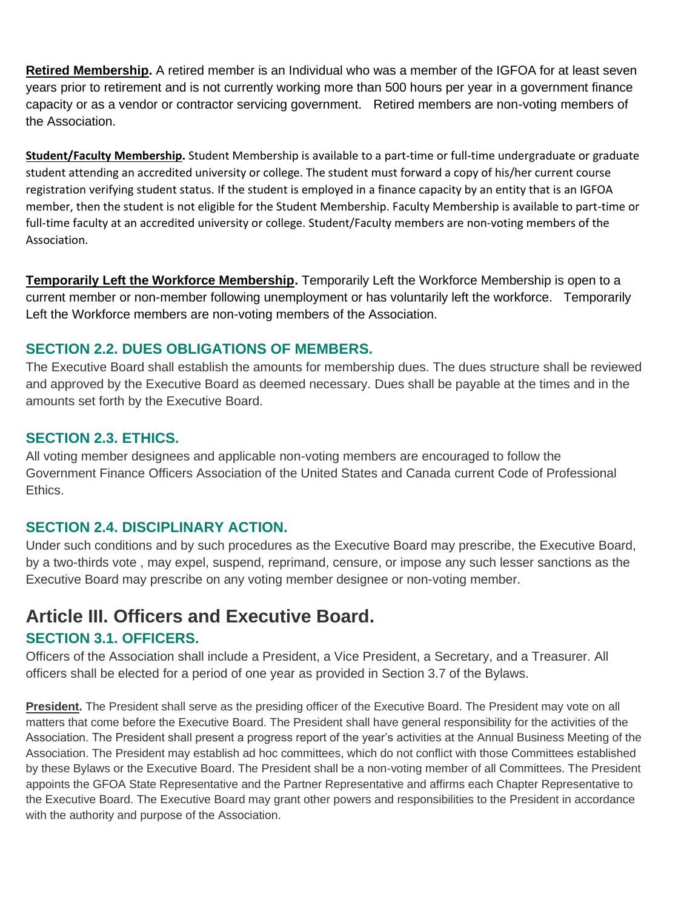**Retired Membership.** A retired member is an Individual who was a member of the IGFOA for at least seven years prior to retirement and is not currently working more than 500 hours per year in a government finance capacity or as a vendor or contractor servicing government. Retired members are non-voting members of the Association.

**Student/Faculty Membership.** Student Membership is available to a part-time or full-time undergraduate or graduate student attending an accredited university or college. The student must forward a copy of his/her current course registration verifying student status. If the student is employed in a finance capacity by an entity that is an IGFOA member, then the student is not eligible for the Student Membership. Faculty Membership is available to part-time or full-time faculty at an accredited university or college. Student/Faculty members are non-voting members of the Association.

**Temporarily Left the Workforce Membership.** Temporarily Left the Workforce Membership is open to a current member or non-member following unemployment or has voluntarily left the workforce. Temporarily Left the Workforce members are non-voting members of the Association.

### SECTION 2.2. DUES OBLIGATIONS OF MEMBERS.

The Executive Board shall establish the amounts for membership dues. The dues structure shall be reviewed and approved by the Executive Board as deemed necessary. Dues shall be payable at the times and in the amounts set forth by the Executive Board.

### SECTION 2.3. ETHICS.

All voting member designees and applicable non-voting members are encouraged to follow the Government Finance Officers Association of the United States and Canada current Code of Professional Ethics.

### SECTION 2.4. DISCIPLINARY ACTION.

Under such conditions and by such procedures as the Executive Board may prescribe, the Executive Board, by a two-thirds vote , may expel, suspend, reprimand, censure, or impose any such lesser sanctions as the Executive Board may prescribe on any voting member designee or non-voting member.

## Article III. Officers and Executive Board.

### SECTION 3.1. OFFICERS.

Officers of the Association shall include a President, a Vice President, a Secretary, and a Treasurer. All officers shall be elected for a period of one year as provided in Section 3.7 of the Bylaws.

**President.** The President shall serve as the presiding officer of the Executive Board. The President may vote on all matters that come before the Executive Board. The President shall have general responsibility for the activities of the Association. The President shall present a progress report of the year's activities at the Annual Business Meeting of the Association. The President may establish ad hoc committees, which do not conflict with those Committees established by these Bylaws or the Executive Board. The President shall be a non-voting member of all Committees. The President appoints the GFOA State Representative and the Partner Representative and affirms each Chapter Representative to the Executive Board. The Executive Board may grant other powers and responsibilities to the President in accordance with the authority and purpose of the Association.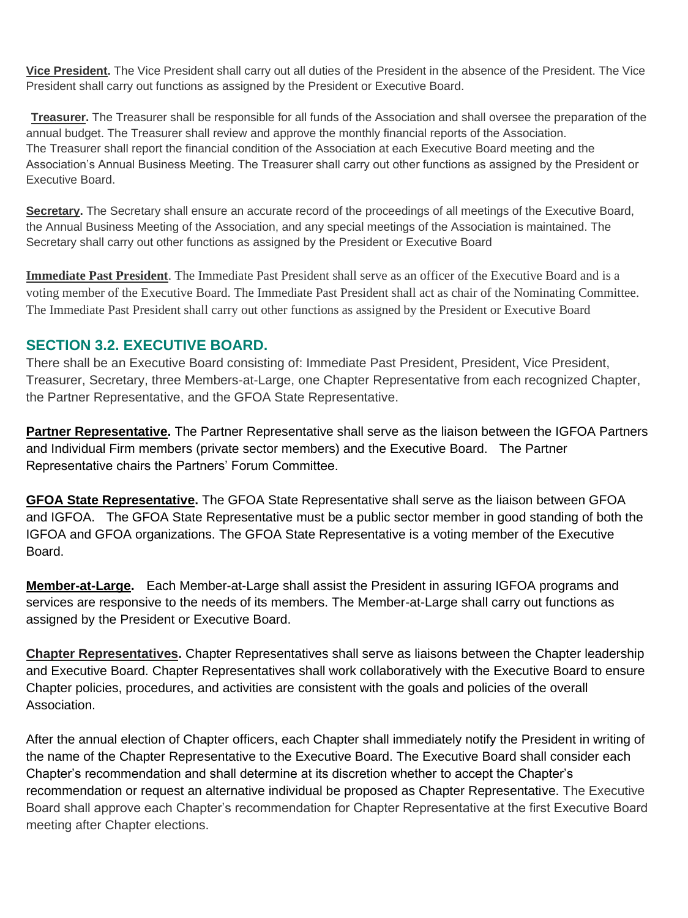**Vice President.** The Vice President shall carry out all duties of the President in the absence of the President. The Vice President shall carry out functions as assigned by the President or Executive Board.

**Treasurer.** The Treasurer shall be responsible for all funds of the Association and shall oversee the preparation of the annual budget. The Treasurer shall review and approve the monthly financial reports of the Association. The Treasurer shall report the financial condition of the Association at each Executive Board meeting and the Association's Annual Business Meeting. The Treasurer shall carry out other functions as assigned by the President or Executive Board.

**Secretary.** The Secretary shall ensure an accurate record of the proceedings of all meetings of the Executive Board, the Annual Business Meeting of the Association, and any special meetings of the Association is maintained. The Secretary shall carry out other functions as assigned by the President or Executive Board

**Immediate Past President**. The Immediate Past President shall serve as an officer of the Executive Board and is a voting member of the Executive Board. The Immediate Past President shall act as chair of the Nominating Committee. The Immediate Past President shall carry out other functions as assigned by the President or Executive Board

## SECTION 3.2. EXECUTIVE BOARD.

There shall be an Executive Board consisting of: Immediate Past President, President, Vice President, Treasurer, Secretary, three Members-at-Large, one Chapter Representative from each recognized Chapter, the Partner Representative, and the GFOA State Representative.

**Partner Representative.** The Partner Representative shall serve as the liaison between the IGFOA Partners and Individual Firm members (private sector members) and the Executive Board. The Partner Representative chairs the Partners' Forum Committee.

**GFOA State Representative.** The GFOA State Representative shall serve as the liaison between GFOA and IGFOA. The GFOA State Representative must be a public sector member in good standing of both the IGFOA and GFOA organizations. The GFOA State Representative is a voting member of the Executive Board.

**Member-at-Large.** Each Member-at-Large shall assist the President in assuring IGFOA programs and services are responsive to the needs of its members. The Member-at-Large shall carry out functions as assigned by the President or Executive Board.

**Chapter Representatives.** Chapter Representatives shall serve as liaisons between the Chapter leadership and Executive Board. Chapter Representatives shall work collaboratively with the Executive Board to ensure Chapter policies, procedures, and activities are consistent with the goals and policies of the overall Association.

After the annual election of Chapter officers, each Chapter shall immediately notify the President in writing of the name of the Chapter Representative to the Executive Board. The Executive Board shall consider each Chapter's recommendation and shall determine at its discretion whether to accept the Chapter's recommendation or request an alternative individual be proposed as Chapter Representative. The Executive Board shall approve each Chapter's recommendation for Chapter Representative at the first Executive Board meeting after Chapter elections.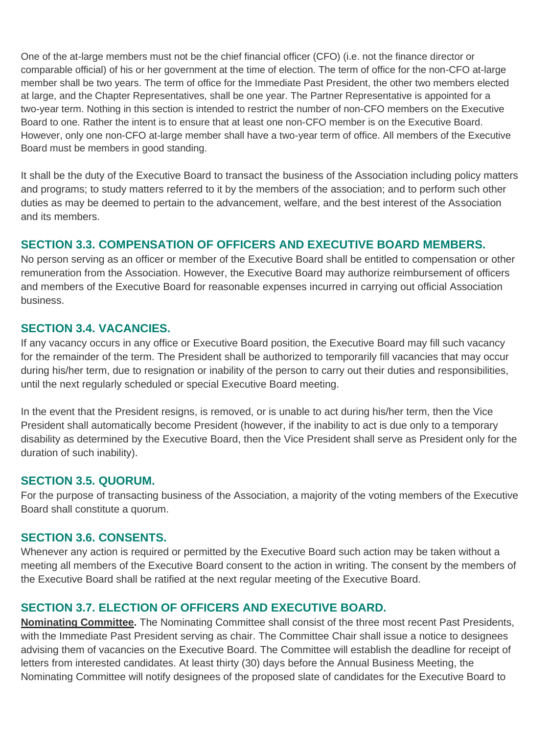One of the at-large members must not be the chief financial officer (CFO) (i.e. not the finance director or comparable official) of his or her government at the time of election. The term of office for the non-CFO at-large member shall be two years. The term of office for the Immediate Past President, the other two members elected at large, and the Chapter Representatives, shall be one year. The Partner Representative is appointed for a two-year term. Nothing in this section is intended to restrict the number of non-CFO members on the Executive Board to one. Rather the intent is to ensure that at least one non-CFO member is on the Executive Board. However, only one non-CFO at-large member shall have a two-year term of office. All members of the Executive Board must be members in good standing.

It shall be the duty of the Executive Board to transact the business of the Association including policy matters and programs; to study matters referred to it by the members of the association; and to perform such other duties as may be deemed to pertain to the advancement, welfare, and the best interest of the Association and its members.

## SECTION 3.3. COMPENSATION OF OFFICERS AND EXECUTIVE BOARD MEMBERS.

No person serving as an officer or member of the Executive Board shall be entitled to compensation or other remuneration from the Association. However, the Executive Board may authorize reimbursement of officers and members of the Executive Board for reasonable expenses incurred in carrying out official Association business.

## SECTION 3.4. VACANCIES.

If any vacancy occurs in any office or Executive Board position, the Executive Board may fill such vacancy for the remainder of the term. The President shall be authorized to temporarily fill vacancies that may occur during his/her term, due to resignation or inability of the person to carry out their duties and responsibilities, until the next regularly scheduled or special Executive Board meeting.

In the event that the President resigns, is removed, or is unable to act during his/her term, then the Vice President shall automatically become President (however, if the inability to act is due only to a temporary disability as determined by the Executive Board, then the Vice President shall serve as President only for the duration of such inability).

## SECTION 3.5. QUORUM.

For the purpose of transacting business of the Association, a majority of the voting members of the Executive Board shall constitute a quorum.

## SECTION 3.6. CONSENTS.

Whenever any action is required or permitted by the Executive Board such action may be taken without a meeting all members of the Executive Board consent to the action in writing. The consent by the members of the Executive Board shall be ratified at the next regular meeting of the Executive Board.

## SECTION 3.7. ELECTION OF OFFICERS AND EXECUTIVE BOARD.

**Nominating Committee.** The Nominating Committee shall consist of the three most recent Past Presidents, with the Immediate Past President serving as chair. The Committee Chair shall issue a notice to designees advising them of vacancies on the Executive Board. The Committee will establish the deadline for receipt of letters from interested candidates. At least thirty (30) days before the Annual Business Meeting, the Nominating Committee will notify designees of the proposed slate of candidates for the Executive Board to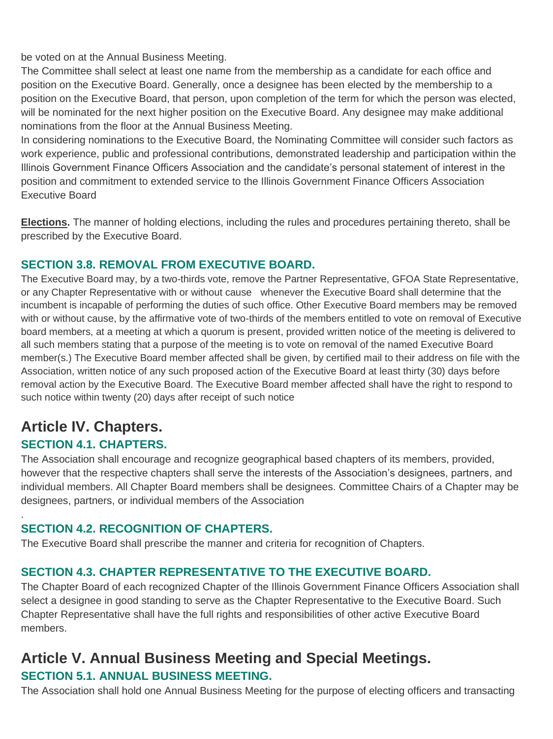be voted on at the Annual Business Meeting.

The Committee shall select at least one name from the membership as a candidate for each office and position on the Executive Board. Generally, once a designee has been elected by the membership to a position on the Executive Board, that person, upon completion of the term for which the person was elected, will be nominated for the next higher position on the Executive Board. Any designee may make additional nominations from the floor at the Annual Business Meeting.

In considering nominations to the Executive Board, the Nominating Committee will consider such factors as work experience, public and professional contributions, demonstrated leadership and participation within the Illinois Government Finance Officers Association and the candidate's personal statement of interest in the position and commitment to extended service to the Illinois Government Finance Officers Association Executive Board

**Elections.** The manner of holding elections, including the rules and procedures pertaining thereto, shall be prescribed by the Executive Board.

### SECTION 3.8. REMOVAL FROM EXECUTIVE BOARD.

The Executive Board may, by a two-thirds vote, remove the Partner Representative, GFOA State Representative, or any Chapter Representative with or without cause whenever the Executive Board shall determine that the incumbent is incapable of performing the duties of such office. Other Executive Board members may be removed with or without cause, by the affirmative vote of two-thirds of the members entitled to vote on removal of Executive board members, at a meeting at which a quorum is present, provided written notice of the meeting is delivered to all such members stating that a purpose of the meeting is to vote on removal of the named Executive Board member(s.) The Executive Board member affected shall be given, by certified mail to their address on file with the Association, written notice of any such proposed action of the Executive Board at least thirty (30) days before removal action by the Executive Board. The Executive Board member affected shall have the right to respond to such notice within twenty (20) days after receipt of such notice

## Article IV. Chapters.

### SECTION 4.1. CHAPTERS.

The Association shall encourage and recognize geographical based chapters of its members, provided, however that the respective chapters shall serve the interests of the Association's designees, partners, and individual members. All Chapter Board members shall be designees. Committee Chairs of a Chapter may be designees, partners, or individual members of the Association

.

### SECTION 4.2. RECOGNITION OF CHAPTERS.

The Executive Board shall prescribe the manner and criteria for recognition of Chapters.

### SECTION 4.3. CHAPTER REPRESENTATIVE TO THE EXECUTIVE BOARD.

The Chapter Board of each recognized Chapter of the Illinois Government Finance Officers Association shall select a designee in good standing to serve as the Chapter Representative to the Executive Board. Such Chapter Representative shall have the full rights and responsibilities of other active Executive Board members.

## Article V. Annual Business Meeting and Special Meetings.

### SECTION 5.1. ANNUAL BUSINESS MEETING.

The Association shall hold one Annual Business Meeting for the purpose of electing officers and transacting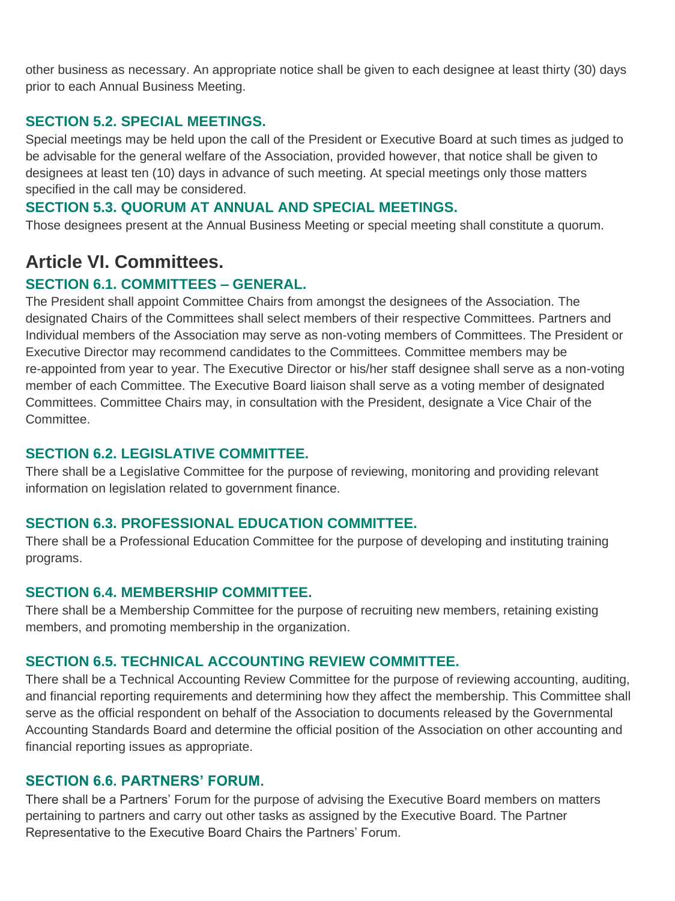other business as necessary. An appropriate notice shall be given to each designee at least thirty (30) days prior to each Annual Business Meeting.

### SECTION 5.2. SPECIAL MEETINGS.

Special meetings may be held upon the call of the President or Executive Board at such times as judged to be advisable for the general welfare of the Association, provided however, that notice shall be given to designees at least ten (10) days in advance of such meeting. At special meetings only those matters specified in the call may be considered.

### SECTION 5.3. QUORUM AT ANNUAL AND SPECIAL MEETINGS.

Those designees present at the Annual Business Meeting or special meeting shall constitute a quorum.

## Article VI. Committees.

### SECTION 6.1. COMMITTEES – GENERAL.

The President shall appoint Committee Chairs from amongst the designees of the Association. The designated Chairs of the Committees shall select members of their respective Committees. Partners and Individual members of the Association may serve as non-voting members of Committees. The President or Executive Director may recommend candidates to the Committees. Committee members may be re-appointed from year to year. The Executive Director or his/her staff designee shall serve as a non-voting member of each Committee. The Executive Board liaison shall serve as a voting member of designated Committees. Committee Chairs may, in consultation with the President, designate a Vice Chair of the Committee.

### SECTION 6.2. LEGISLATIVE COMMITTEE.

There shall be a Legislative Committee for the purpose of reviewing, monitoring and providing relevant information on legislation related to government finance.

### SECTION 6.3. PROFESSIONAL EDUCATION COMMITTEE.

There shall be a Professional Education Committee for the purpose of developing and instituting training programs.

### SECTION 6.4. MEMBERSHIP COMMITTEE.

There shall be a Membership Committee for the purpose of recruiting new members, retaining existing members, and promoting membership in the organization.

### SECTION 6.5. TECHNICAL ACCOUNTING REVIEW COMMITTEE.

There shall be a Technical Accounting Review Committee for the purpose of reviewing accounting, auditing, and financial reporting requirements and determining how they affect the membership. This Committee shall serve as the official respondent on behalf of the Association to documents released by the Governmental Accounting Standards Board and determine the official position of the Association on other accounting and financial reporting issues as appropriate.

### SECTION 6.6. PARTNERS' FORUM.

There shall be a Partners' Forum for the purpose of advising the Executive Board members on matters pertaining to partners and carry out other tasks as assigned by the Executive Board. The Partner Representative to the Executive Board Chairs the Partners' Forum.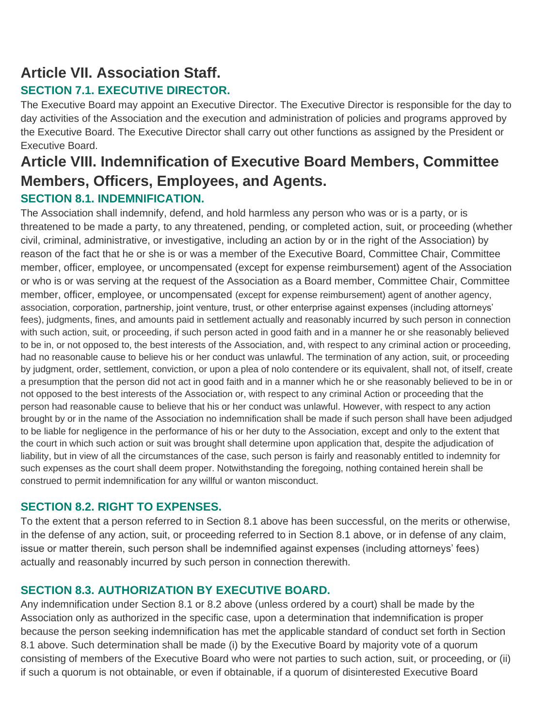# Article VII. Association Staff.

## SECTION 7.1. EXECUTIVE DIRECTOR.

The Executive Board may appoint an Executive Director. The Executive Director is responsible for the day to day activities of the Association and the execution and administration of policies and programs approved by the Executive Board. The Executive Director shall carry out other functions as assigned by the President or Executive Board.

# Article VIII. Indemnification of Executive Board Members, Committee Members, Officers, Employees, and Agents.

## SECTION 8.1. INDEMNIFICATION.

The Association shall indemnify, defend, and hold harmless any person who was or is a party, or is threatened to be made a party, to any threatened, pending, or completed action, suit, or proceeding (whether civil, criminal, administrative, or investigative, including an action by or in the right of the Association) by reason of the fact that he or she is or was a member of the Executive Board, Committee Chair, Committee member, officer, employee, or uncompensated (except for expense reimbursement) agent of the Association or who is or was serving at the request of the Association as a Board member, Committee Chair, Committee member, officer, employee, or uncompensated (except for expense reimbursement) agent of another agency, association, corporation, partnership, joint venture, trust, or other enterprise against expenses (including attorneys' fees), judgments, fines, and amounts paid in settlement actually and reasonably incurred by such person in connection with such action, suit, or proceeding, if such person acted in good faith and in a manner he or she reasonably believed to be in, or not opposed to, the best interests of the Association, and, with respect to any criminal action or proceeding, had no reasonable cause to believe his or her conduct was unlawful. The termination of any action, suit, or proceeding by judgment, order, settlement, conviction, or upon a plea of nolo contendere or its equivalent, shall not, of itself, create a presumption that the person did not act in good faith and in a manner which he or she reasonably believed to be in or not opposed to the best interests of the Association or, with respect to any criminal Action or proceeding that the person had reasonable cause to believe that his or her conduct was unlawful. However, with respect to any action brought by or in the name of the Association no indemnification shall be made if such person shall have been adjudged to be liable for negligence in the performance of his or her duty to the Association, except and only to the extent that the court in which such action or suit was brought shall determine upon application that, despite the adjudication of liability, but in view of all the circumstances of the case, such person is fairly and reasonably entitled to indemnity for such expenses as the court shall deem proper. Notwithstanding the foregoing, nothing contained herein shall be construed to permit indemnification for any willful or wanton misconduct.

## SECTION 8.2. RIGHT TO EXPENSES.

To the extent that a person referred to in Section 8.1 above has been successful, on the merits or otherwise, in the defense of any action, suit, or proceeding referred to in Section 8.1 above, or in defense of any claim, issue or matter therein, such person shall be indemnified against expenses (including attorneys' fees) actually and reasonably incurred by such person in connection therewith.

## SECTION 8.3. AUTHORIZATION BY EXECUTIVE BOARD.

Any indemnification under Section 8.1 or 8.2 above (unless ordered by a court) shall be made by the Association only as authorized in the specific case, upon a determination that indemnification is proper because the person seeking indemnification has met the applicable standard of conduct set forth in Section 8.1 above. Such determination shall be made (i) by the Executive Board by majority vote of a quorum consisting of members of the Executive Board who were not parties to such action, suit, or proceeding, or (ii) if such a quorum is not obtainable, or even if obtainable, if a quorum of disinterested Executive Board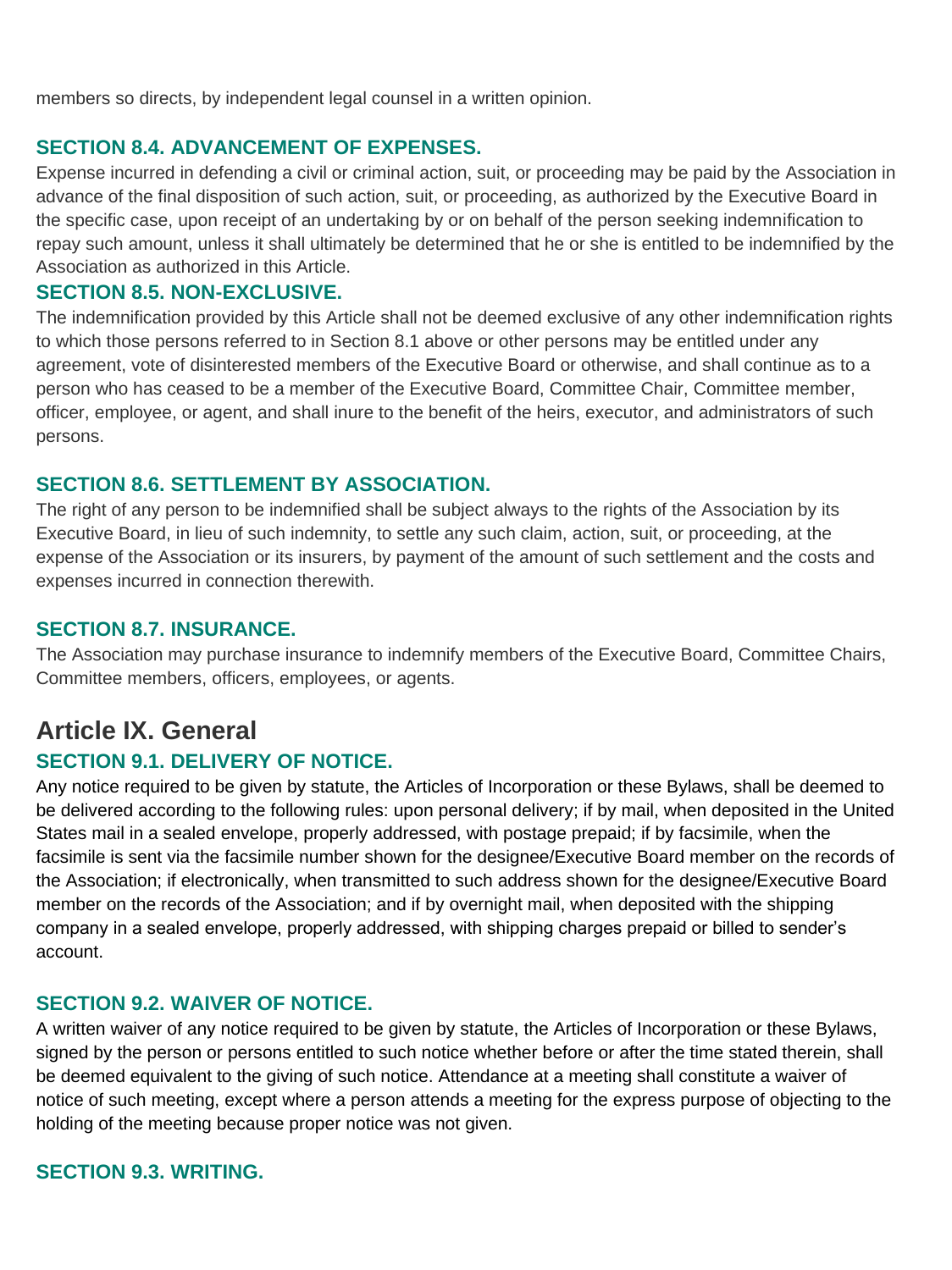members so directs, by independent legal counsel in a written opinion.

### SECTION 8.4. ADVANCEMENT OF EXPENSES.

Expense incurred in defending a civil or criminal action, suit, or proceeding may be paid by the Association in advance of the final disposition of such action, suit, or proceeding, as authorized by the Executive Board in the specific case, upon receipt of an undertaking by or on behalf of the person seeking indemnification to repay such amount, unless it shall ultimately be determined that he or she is entitled to be indemnified by the Association as authorized in this Article.

### SECTION 8.5. NON-EXCLUSIVE.

The indemnification provided by this Article shall not be deemed exclusive of any other indemnification rights to which those persons referred to in Section 8.1 above or other persons may be entitled under any agreement, vote of disinterested members of the Executive Board or otherwise, and shall continue as to a person who has ceased to be a member of the Executive Board, Committee Chair, Committee member, officer, employee, or agent, and shall inure to the benefit of the heirs, executor, and administrators of such persons.

### SECTION 8.6. SETTLEMENT BY ASSOCIATION.

The right of any person to be indemnified shall be subject always to the rights of the Association by its Executive Board, in lieu of such indemnity, to settle any such claim, action, suit, or proceeding, at the expense of the Association or its insurers, by payment of the amount of such settlement and the costs and expenses incurred in connection therewith.

### SECTION 8.7. INSURANCE.

The Association may purchase insurance to indemnify members of the Executive Board, Committee Chairs, Committee members, officers, employees, or agents.

## Article IX. General

### SECTION 9.1. DELIVERY OF NOTICE.

Any notice required to be given by statute, the Articles of Incorporation or these Bylaws, shall be deemed to be delivered according to the following rules: upon personal delivery; if by mail, when deposited in the United States mail in a sealed envelope, properly addressed, with postage prepaid; if by facsimile, when the facsimile is sent via the facsimile number shown for the designee/Executive Board member on the records of the Association; if electronically, when transmitted to such address shown for the designee/Executive Board member on the records of the Association; and if by overnight mail, when deposited with the shipping company in a sealed envelope, properly addressed, with shipping charges prepaid or billed to sender's account.

### SECTION 9.2. WAIVER OF NOTICE.

A written waiver of any notice required to be given by statute, the Articles of Incorporation or these Bylaws, signed by the person or persons entitled to such notice whether before or after the time stated therein, shall be deemed equivalent to the giving of such notice. Attendance at a meeting shall constitute a waiver of notice of such meeting, except where a person attends a meeting for the express purpose of objecting to the holding of the meeting because proper notice was not given.

### SECTION 9.3. WRITING.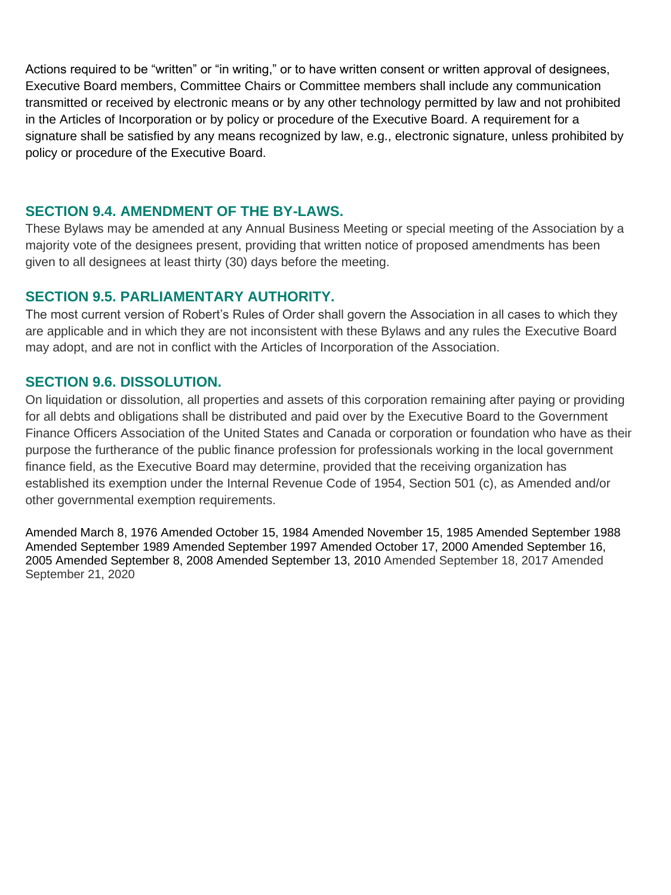Actions required to be “written” or “in writing,” or to have written consent or written approval of designees, Executive Board members, Committee Chairs or Committee members shall include any communication transmitted or received by electronic means or by any other technology permitted by law and not prohibited in the Articles of Incorporation or by policy or procedure of the Executive Board. A requirement for a signature shall be satisfied by any means recognized by law, e.g., electronic signature, unless prohibited by policy or procedure of the Executive Board.

### SECTION 9.4. AMENDMENT OF THE BY-LAWS.

These Bylaws may be amended at any Annual Business Meeting or special meeting of the Association by a majority vote of the designees present, providing that written notice of proposed amendments has been given to all designees at least thirty (30) days before the meeting.

### SECTION 9.5. PARLIAMENTARY AUTHORITY.

The most current version of Robert’s Rules of Order shall govern the Association in all cases to which they are applicable and in which they are not inconsistent with these Bylaws and any rules the Executive Board may adopt, and are not in conflict with the Articles of Incorporation of the Association.

### SECTION 9.6. DISSOLUTION.

On liquidation or dissolution, all properties and assets of this corporation remaining after paying or providing for all debts and obligations shall be distributed and paid over by the Executive Board to the Government Finance Officers Association of the United States and Canada or corporation or foundation who have as their purpose the furtherance of the public finance profession for professionals working in the local government finance field, as the Executive Board may determine, provided that the receiving organization has established its exemption under the Internal Revenue Code of 1954, Section 501 (c), as Amended and/or other governmental exemption requirements.

Amended March 8, 1976 Amended October 15, 1984 Amended November 15, 1985 Amended September 1988 Amended September 1989 Amended September 1997 Amended October 17, 2000 Amended September 16, 2005 Amended September 8, 2008 Amended September 13, 2010 Amended September 18, 2017 Amended September 21, 2020